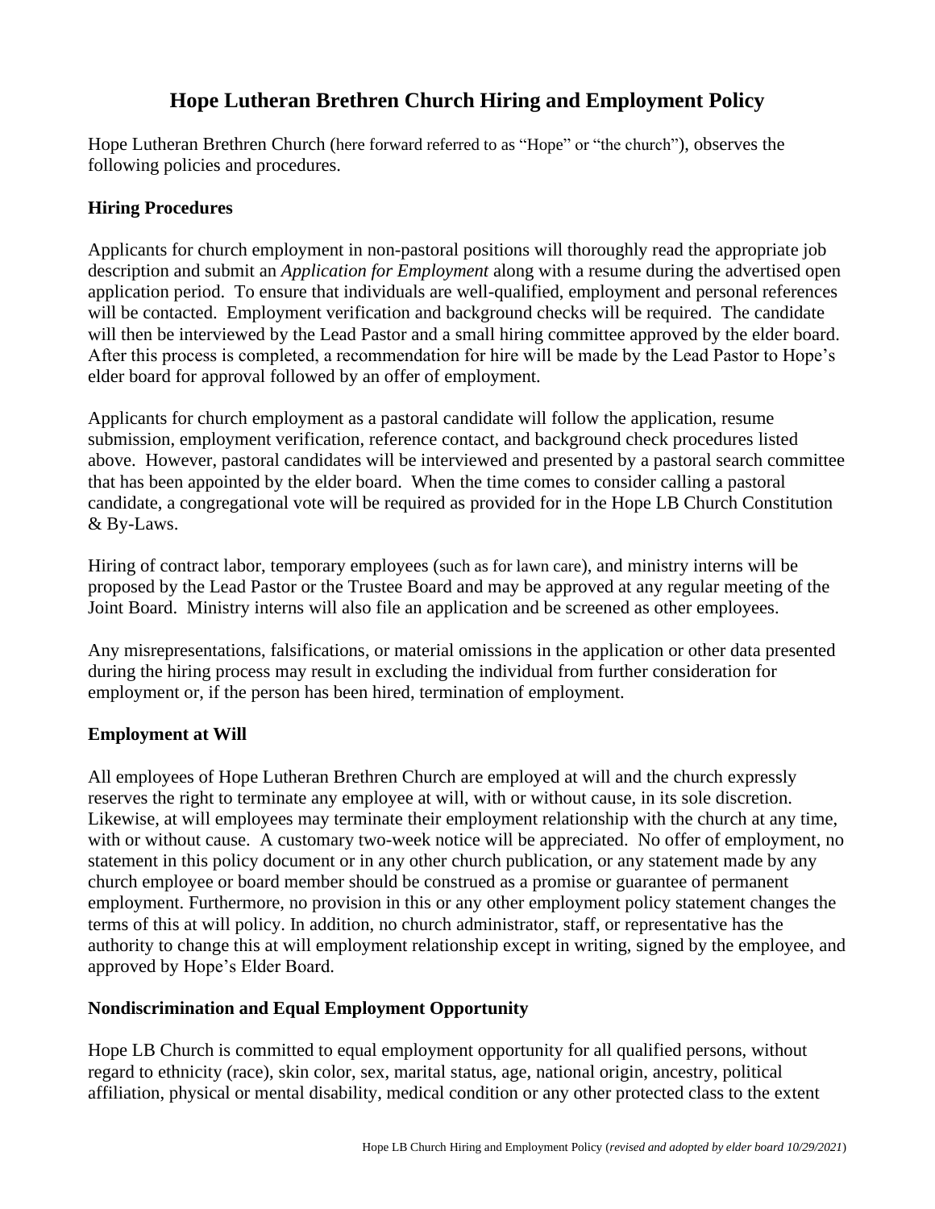# Hope Lutheran Brethren Church Hiring and Employment Policy

Hope Lutheran Brethren Church (here forward referred to as "Hope" or "the church"), observes the following policies and procedures.

## Hiring Procedures

Applicants for church employment in non-pastoral positions will thoroughly read the appropriate job description and submit an *Application for Employment* along with a resume during the advertised open application period. To ensure that individuals are well-qualified, employment and personal references will be contacted. Employment verification and background checks will be required. The candidate will then be interviewed by the Lead Pastor and a small hiring committee approved by the elder board. After this process is completed, a recommendation for hire will be made by the Lead Pastor to Hope's elder board for approval followed by an offer of employment.

Applicants for church employment as a pastoral candidate will follow the application, resume submission, employment verification, reference contact, and background check procedures listed above. However, pastoral candidates will be interviewed and presented by a pastoral search committee that has been appointed by the elder board. When the time comes to consider calling a pastoral candidate, a congregational vote will be required as provided for in the Hope LB Church Constitution & By-Laws.

Hiring of contract labor, temporary employees (such as for lawn care), and ministry interns will be proposed by the Lead Pastor or the Trustee Board and may be approved at any regular meeting of the Joint Board. Ministry interns will also file an application and be screened as other employees.

Any misrepresentations, falsifications, or material omissions in the application or other data presented during the hiring process may result in excluding the individual from further consideration for employment or, if the person has been hired, termination of employment.

## Employment at Will

All employees of Hope Lutheran Brethren Church are employed at will and the church expressly reserves the right to terminate any employee at will, with or without cause, in its sole discretion. Likewise, at will employees may terminate their employment relationship with the church at any time, with or without cause. A customary two-week notice will be appreciated. No offer of employment, no statement in this policy document or in any other church publication, or any statement made by any church employee or board member should be construed as a promise or guarantee of permanent employment. Furthermore, no provision in this or any other employment policy statement changes the terms of this at will policy. In addition, no church administrator, staff, or representative has the authority to change this at will employment relationship except in writing, signed by the employee, and approved by Hope's Elder Board.

## Nondiscrimination and Equal Employment Opportunity

Hope LB Church is committed to equal employment opportunity for all qualified persons, without regard to ethnicity (race), skin color, sex, marital status, age, national origin, ancestry, political affiliation, physical or mental disability, medical condition or any other protected class to the extent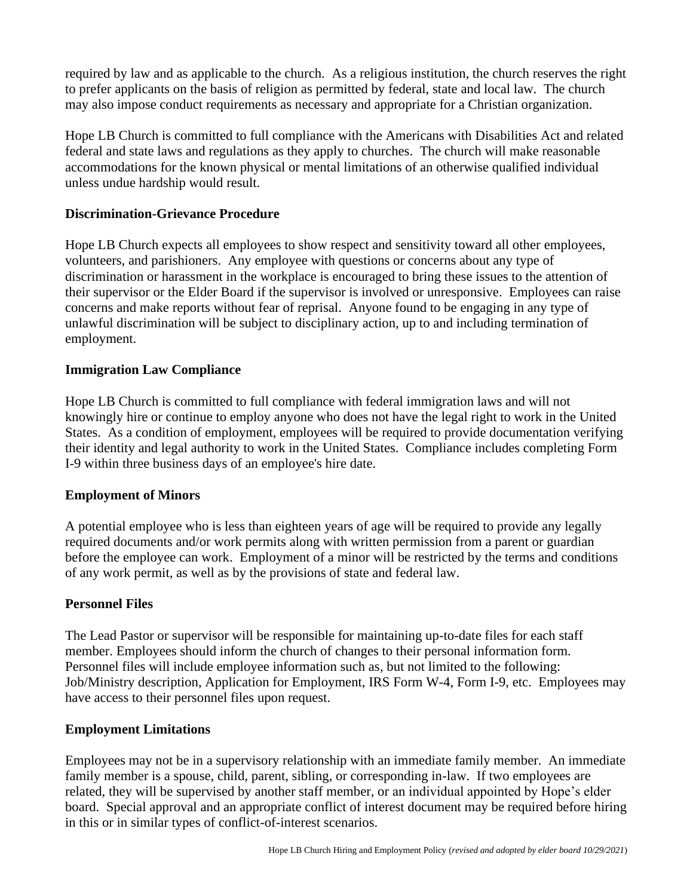required by law and as applicable to the church. As a religious institution, the church reserves the right to prefer applicants on the basis of religion as permitted by federal, state and local law. The church may also impose conduct requirements as necessary and appropriate for a Christian organization.

Hope LB Church is committed to full compliance with the Americans with Disabilities Act and related federal and state laws and regulations as they apply to churches. The church will make reasonable accommodations for the known physical or mental limitations of an otherwise qualified individual unless undue hardship would result.

**Discrimination-Grievance Procedure**

Hope LB Church expects all employees to show respect and sensitivity toward all other employees, volunteers, and parishioners. Any employee with questions or concerns about any type of discrimination or harassment in the workplace is encouraged to bring these issues to the attention of their supervisor or the Elder Board if the supervisor is involved or unresponsive. Employees can raise concerns and make reports without fear of reprisal. Anyone found to be engaging in any type of unlawful discrimination will be subject to disciplinary action, up to and including termination of employment.

**Immigration Law Compliance**

Hope LB Church is committed to full compliance with federal immigration laws and will not knowingly hire or continue to employ anyone who does not have the legal right to work in the United States. As a condition of employment, employees will be required to provide documentation verifying their identity and legal authority to work in the United States. Compliance includes completing Form I-9 within three business days of an employee's hire date.

**Employment of Minors**

A potential employee who is less than eighteen years of age will be required to provide any legally required documents and/or work permits along with written permission from a parent or guardian before the employee can work. Employment of a minor will be restricted by the terms and conditions of any work permit, as well as by the provisions of state and federal law.

**Personnel Files**

The Lead Pastor or supervisor will be responsible for maintaining up-to-date files for each staff member. Employees should inform the church of changes to their personal information form. Personnel files will include employee information such as, but not limited to the following: Job/Ministry description, Application for Employment, IRS Form W-4, Form I-9, etc. Employees may have access to their personnel files upon request.

**Employment Limitations**

Employees may not be in a supervisory relationship with an immediate family member. An immediate family member is a spouse, child, parent, sibling, or corresponding in-law. If two employees are related, they will be supervised by another staff member, or an individual appointed by Hope's elder board. Special approval and an appropriate conflict of interest document may be required before hiring in this or in similar types of conflict-of-interest scenarios.